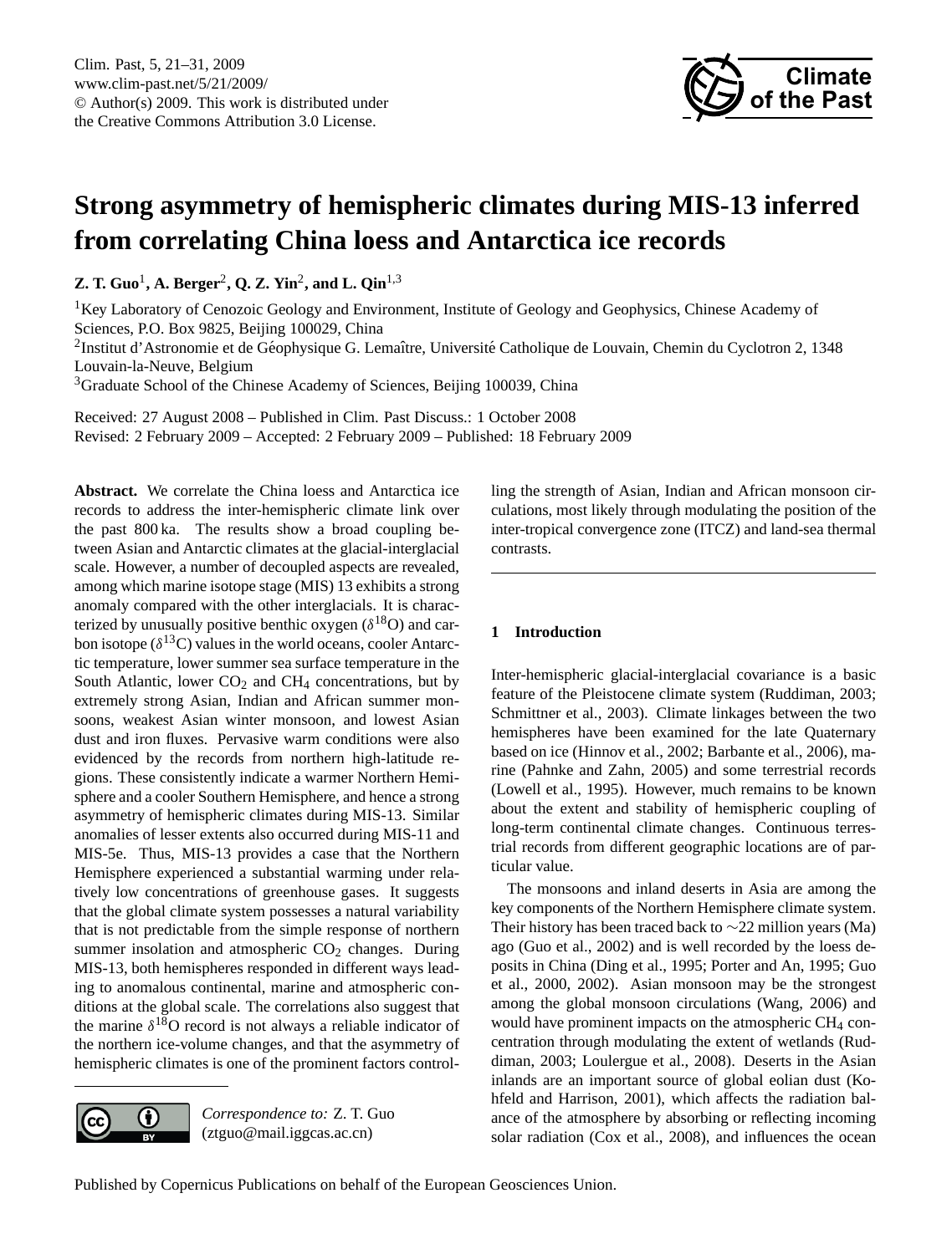# Strong asymmetry of hemispheric climates during MIS-13 inferred from correlating China loess and Antarctica ice records

**Z. T. Guo**[1], **A. Berger**[2], **Q. Z. Yin**[2], **and L. Qin**[1,3]

[1]Key Laboratory of Cenozoic Geology and Environment, Institute of Geology and Geophysics, Chinese Academy of Sciences, P.O. Box 9825, Beijing 100029, China

[2]Institut d'Astronomie et de Géophysique G. Lemaître, Université Catholique de Louvain, Chemin du Cyclotron 2, 1348 Louvain-la-Neuve, Belgium

[3]Graduate School of the Chinese Academy of Sciences, Beijing 100039, China

Received: 27 August 2008 – Published in Clim. Past Discuss.: 1 October 2008
Revised: 2 February 2009 – Accepted: 2 February 2009 – Published: 18 February 2009

**Abstract.** We correlate the China loess and Antarctica ice records to address the inter-hemispheric climate link over the past 800 ka. The results show a broad coupling between Asian and Antarctic climates at the glacial-interglacial scale. However, a number of decoupled aspects are revealed, among which marine isotope stage (MIS) 13 exhibits a strong anomaly compared with the other interglacials. It is characterized by unusually positive benthic oxygen ($\delta^{18}O$) and carbon isotope ($\delta^{13}C$) values in the world oceans, cooler Antarctic temperature, lower summer sea surface temperature in the South Atlantic, lower $CO_2$ and $CH_4$ concentrations, but by extremely strong Asian, Indian and African summer monsoons, weakest Asian winter monsoon, and lowest Asian dust and iron fluxes. Pervasive warm conditions were also evidenced by the records from northern high-latitude regions. These consistently indicate a warmer Northern Hemisphere and a cooler Southern Hemisphere, and hence a strong asymmetry of hemispheric climates during MIS-13. Similar anomalies of lesser extents also occurred during MIS-11 and MIS-5e. Thus, MIS-13 provides a case that the Northern Hemisphere experienced a substantial warming under relatively low concentrations of greenhouse gases. It suggests that the global climate system possesses a natural variability that is not predictable from the simple response of northern summer insolation and atmospheric $CO_2$ changes. During MIS-13, both hemispheres responded in different ways leading to anomalous continental, marine and atmospheric conditions at the global scale. The correlations also suggest that the marine $\delta^{18}O$ record is not always a reliable indicator of the northern ice-volume changes, and that the asymmetry of hemispheric climates is one of the prominent factors controlling the strength of Asian, Indian and African monsoon circulations, most likely through modulating the position of the inter-tropical convergence zone (ITCZ) and land-sea thermal contrasts.

*Correspondence to:* Z. T. Guo (ztguo@mail.iggcas.ac.cn)

## 1 Introduction

Inter-hemispheric glacial-interglacial covariance is a basic feature of the Pleistocene climate system (Ruddiman, 2003; Schmittner et al., 2003). Climate linkages between the two hemispheres have been examined for the late Quaternary based on ice (Hinnov et al., 2002; Barbante et al., 2006), marine (Pahnke and Zahn, 2005) and some terrestrial records (Lowell et al., 1995). However, much remains to be known about the extent and stability of hemispheric coupling of long-term continental climate changes. Continuous terrestrial records from different geographic locations are of particular value.

The monsoons and inland deserts in Asia are among the key components of the Northern Hemisphere climate system. Their history has been traced back to ∼22 million years (Ma) ago (Guo et al., 2002) and is well recorded by the loess deposits in China (Ding et al., 1995; Porter and An, 1995; Guo et al., 2000, 2002). Asian monsoon may be the strongest among the global monsoon circulations (Wang, 2006) and would have prominent impacts on the atmospheric $CH_4$ concentration through modulating the extent of wetlands (Ruddiman, 2003; Loulergue et al., 2008). Deserts in the Asian inlands are an important source of global eolian dust (Kohfeld and Harrison, 2001), which affects the radiation balance of the atmosphere by absorbing or reflecting incoming solar radiation (Cox et al., 2008), and influences the ocean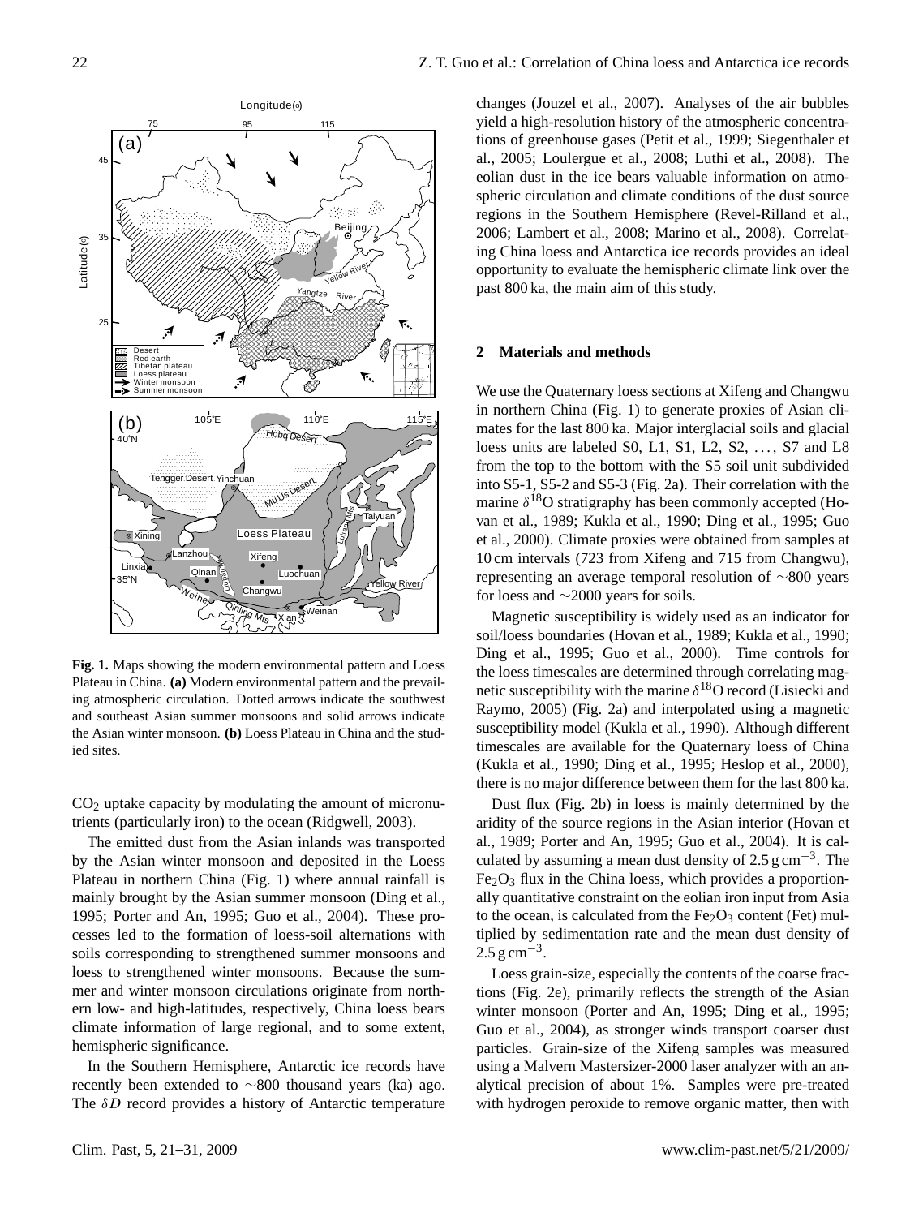**Fig. 1.** Maps showing the modern environmental pattern and Loess Plateau in China. **(a)** Modern environmental pattern and the prevailing atmospheric circulation. Dotted arrows indicate the southwest and southeast Asian summer monsoons and solid arrows indicate the Asian winter monsoon. **(b)** Loess Plateau in China and the studied sites.

$CO_2$ uptake capacity by modulating the amount of micronutrients (particularly iron) to the ocean (Ridgwell, 2003).

The emitted dust from the Asian inlands was transported by the Asian winter monsoon and deposited in the Loess Plateau in northern China (Fig. 1) where annual rainfall is mainly brought by the Asian summer monsoon (Ding et al., 1995; Porter and An, 1995; Guo et al., 2004). These processes led to the formation of loess-soil alternations with soils corresponding to strengthened summer monsoons and loess to strengthened winter monsoons. Because the summer and winter monsoon circulations originate from northern low- and high-latitudes, respectively, China loess bears climate information of large regional, and to some extent, hemispheric significance.

In the Southern Hemisphere, Antarctic ice records have recently been extended to ~800 thousand years (ka) ago. The $\delta D$ record provides a history of Antarctic temperature changes (Jouzel et al., 2007). Analyses of the air bubbles yield a high-resolution history of the atmospheric concentrations of greenhouse gases (Petit et al., 1999; Siegenthaler et al., 2005; Loulergue et al., 2008; Luthi et al., 2008). The eolian dust in the ice bears valuable information on atmospheric circulation and climate conditions of the dust source regions in the Southern Hemisphere (Revel-Rilland et al., 2006; Lambert et al., 2008; Marino et al., 2008). Correlating China loess and Antarctica ice records provides an ideal opportunity to evaluate the hemispheric climate link over the past 800 ka, the main aim of this study.

## 2 Materials and methods

We use the Quaternary loess sections at Xifeng and Changwu in northern China (Fig. 1) to generate proxies of Asian climates for the last 800 ka. Major interglacial soils and glacial loess units are labeled S0, L1, S1, L2, S2, ..., S7 and L8 from the top to the bottom with the S5 soil unit subdivided into S5-1, S5-2 and S5-3 (Fig. 2a). Their correlation with the marine $\delta^{18}O$ stratigraphy has been commonly accepted (Hovan et al., 1989; Kukla et al., 1990; Ding et al., 1995; Guo et al., 2000). Climate proxies were obtained from samples at 10 cm intervals (723 from Xifeng and 715 from Changwu), representing an average temporal resolution of ~800 years for loess and ~2000 years for soils.

Magnetic susceptibility is widely used as an indicator for soil/loess boundaries (Hovan et al., 1989; Kukla et al., 1990; Ding et al., 1995; Guo et al., 2000). Time controls for the loess timescales are determined through correlating magnetic susceptibility with the marine $\delta^{18}O$ record (Lisiecki and Raymo, 2005) (Fig. 2a) and interpolated using a magnetic susceptibility model (Kukla et al., 1990). Although different timescales are available for the Quaternary loess of China (Kukla et al., 1990; Ding et al., 1995; Heslop et al., 2000), there is no major difference between them for the last 800 ka.

Dust flux (Fig. 2b) in loess is mainly determined by the aridity of the source regions in the Asian interior (Hovan et al., 1989; Porter and An, 1995; Guo et al., 2004). It is calculated by assuming a mean dust density of $2.5\,g\,cm^{-3}$. The $Fe_2O_3$ flux in the China loess, which provides a proportionally quantitative constraint on the eolian iron input from Asia to the ocean, is calculated from the $Fe_2O_3$ content (Fet) multiplied by sedimentation rate and the mean dust density of $2.5\,g\,cm^{-3}$.

Loess grain-size, especially the contents of the coarse fractions (Fig. 2e), primarily reflects the strength of the Asian winter monsoon (Porter and An, 1995; Ding et al., 1995; Guo et al., 2004), as stronger winds transport coarser dust particles. Grain-size of the Xifeng samples was measured using a Malvern Mastersizer-2000 laser analyzer with an analytical precision of about 1%. Samples were pre-treated with hydrogen peroxide to remove organic matter, then with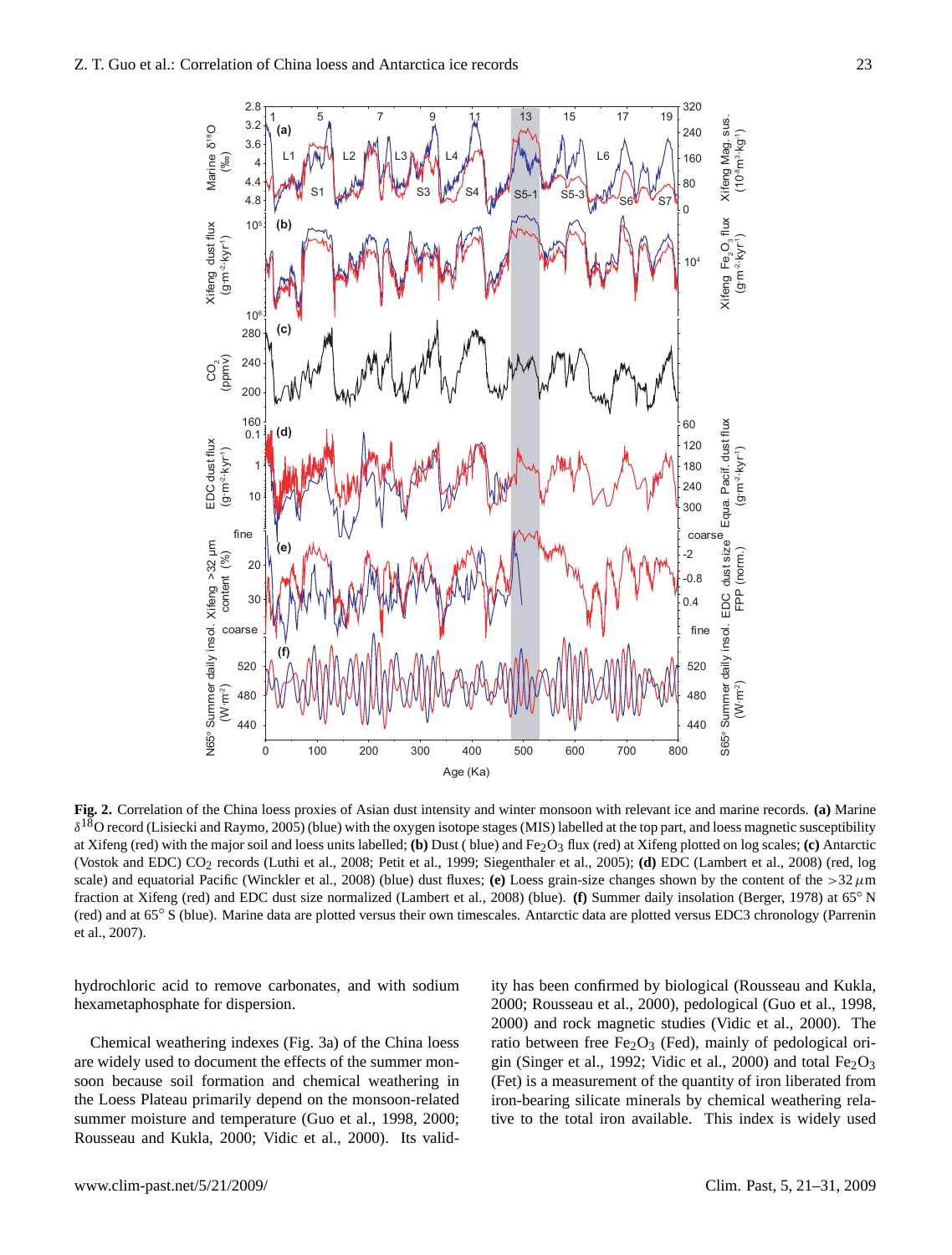**Fig. 2.** Correlation of the China loess proxies of Asian dust intensity and winter monsoon with relevant ice and marine records. **(a)** Marine $\delta^{18}O$ record (Lisiecki and Raymo, 2005) (blue) with the oxygen isotope stages (MIS) labelled at the top part, and loess magnetic susceptibility at Xifeng (red) with the major soil and loess units labelled; **(b)** Dust ( blue) and $Fe_2O_3$ flux (red) at Xifeng plotted on log scales; **(c)** Antarctic (Vostok and EDC) $CO_2$ records (Luthi et al., 2008; Petit et al., 1999; Siegenthaler et al., 2005); **(d)** EDC (Lambert et al., 2008) (red, log scale) and equatorial Pacific (Winckler et al., 2008) (blue) dust fluxes; **(e)** Loess grain-size changes shown by the content of the $>32\,\mu m$ fraction at Xifeng (red) and EDC dust size normalized (Lambert et al., 2008) (blue). **(f)** Summer daily insolation (Berger, 1978) at 65° N (red) and at 65° S (blue). Marine data are plotted versus their own timescales. Antarctic data are plotted versus EDC3 chronology (Parrenin et al., 2007).

hydrochloric acid to remove carbonates, and with sodium hexametaphosphate for dispersion.

Chemical weathering indexes (Fig. 3a) of the China loess are widely used to document the effects of the summer monsoon because soil formation and chemical weathering in the Loess Plateau primarily depend on the monsoon-related summer moisture and temperature (Guo et al., 1998, 2000; Rousseau and Kukla, 2000; Vidic et al., 2000). Its validity has been confirmed by biological (Rousseau and Kukla, 2000; Rousseau et al., 2000), pedological (Guo et al., 1998, 2000) and rock magnetic studies (Vidic et al., 2000). The ratio between free $Fe_2O_3$ (Fed), mainly of pedological origin (Singer et al., 1992; Vidic et al., 2000) and total $Fe_2O_3$ (Fet) is a measurement of the quantity of iron liberated from iron-bearing silicate minerals by chemical weathering relative to the total iron available. This index is widely used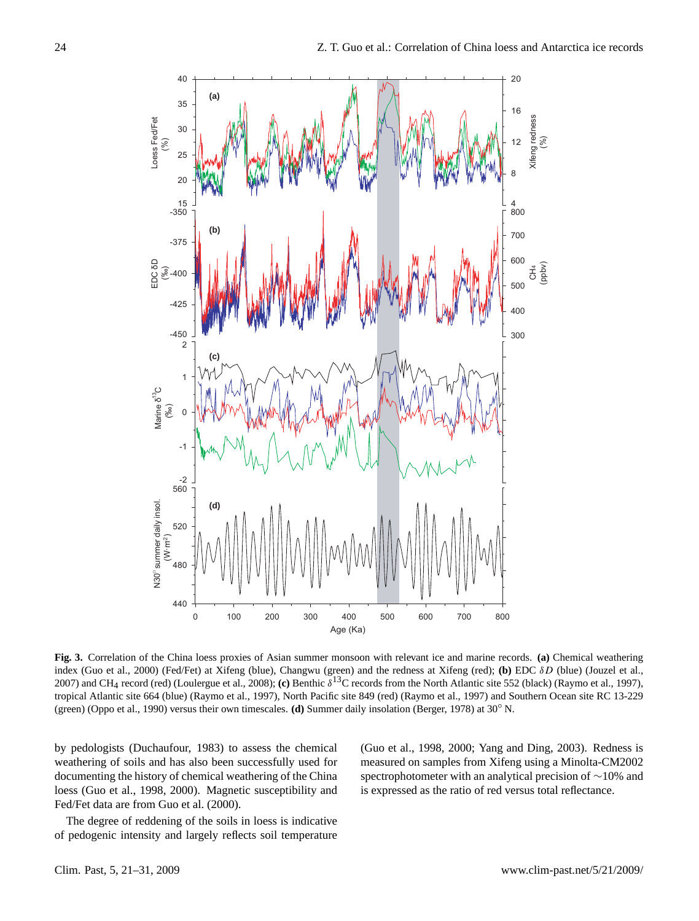**Fig. 3.** Correlation of the China loess proxies of Asian summer monsoon with relevant ice and marine records. **(a)** Chemical weathering index (Guo et al., 2000) (Fed/Fet) at Xifeng (blue), Changwu (green) and the redness at Xifeng (red); **(b)** EDC $\delta D$ (blue) (Jouzel et al., 2007) and $CH_4$ record (red) (Loulergue et al., 2008); **(c)** Benthic $\delta^{13}C$ records from the North Atlantic site 552 (black) (Raymo et al., 1997), tropical Atlantic site 664 (blue) (Raymo et al., 1997), North Pacific site 849 (red) (Raymo et al., 1997) and Southern Ocean site RC 13-229 (green) (Oppo et al., 1990) versus their own timescales. **(d)** Summer daily insolation (Berger, 1978) at 30° N.

by pedologists (Duchaufour, 1983) to assess the chemical weathering of soils and has also been successfully used for documenting the history of chemical weathering of the China loess (Guo et al., 1998, 2000). Magnetic susceptibility and Fed/Fet data are from Guo et al. (2000).

The degree of reddening of the soils in loess is indicative of pedogenic intensity and largely reflects soil temperature (Guo et al., 1998, 2000; Yang and Ding, 2003). Redness is measured on samples from Xifeng using a Minolta-CM2002 spectrophotometer with an analytical precision of ~10% and is expressed as the ratio of red versus total reflectance.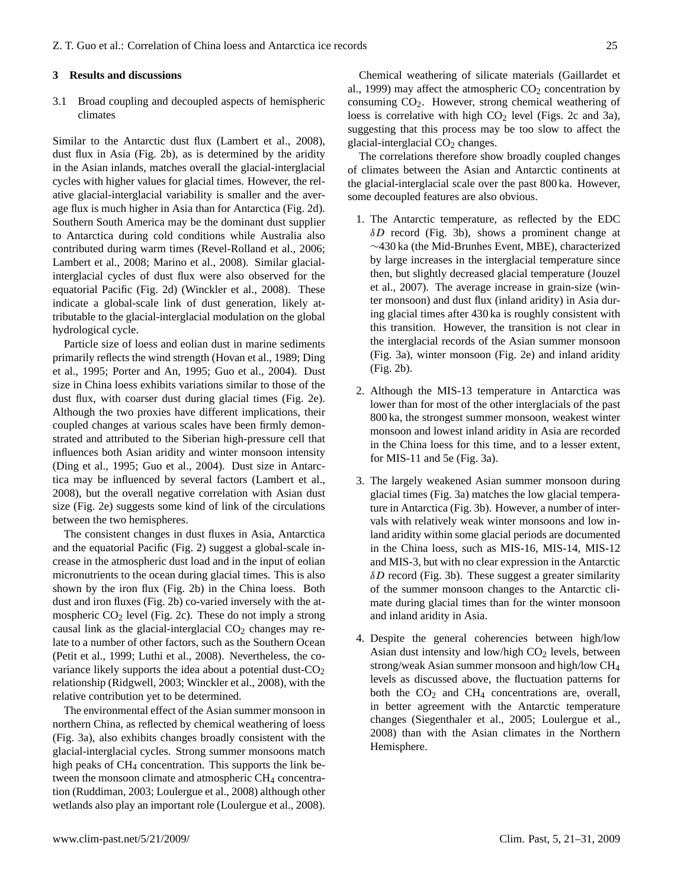## 3 Results and discussions

### 3.1 Broad coupling and decoupled aspects of hemispheric climates

Similar to the Antarctic dust flux (Lambert et al., 2008), dust flux in Asia (Fig. 2b), as is determined by the aridity in the Asian inlands, matches overall the glacial-interglacial cycles with higher values for glacial times. However, the relative glacial-interglacial variability is smaller and the average flux is much higher in Asia than for Antarctica (Fig. 2d). Southern South America may be the dominant dust supplier to Antarctica during cold conditions while Australia also contributed during warm times (Revel-Rolland et al., 2006; Lambert et al., 2008; Marino et al., 2008). Similar glacial-interglacial cycles of dust flux were also observed for the equatorial Pacific (Fig. 2d) (Winckler et al., 2008). These indicate a global-scale link of dust generation, likely attributable to the glacial-interglacial modulation on the global hydrological cycle.

Particle size of loess and eolian dust in marine sediments primarily reflects the wind strength (Hovan et al., 1989; Ding et al., 1995; Porter and An, 1995; Guo et al., 2004). Dust size in China loess exhibits variations similar to those of the dust flux, with coarser dust during glacial times (Fig. 2e). Although the two proxies have different implications, their coupled changes at various scales have been firmly demonstrated and attributed to the Siberian high-pressure cell that influences both Asian aridity and winter monsoon intensity (Ding et al., 1995; Guo et al., 2004). Dust size in Antarctica may be influenced by several factors (Lambert et al., 2008), but the overall negative correlation with Asian dust size (Fig. 2e) suggests some kind of link of the circulations between the two hemispheres.

The consistent changes in dust fluxes in Asia, Antarctica and the equatorial Pacific (Fig. 2) suggest a global-scale increase in the atmospheric dust load and in the input of eolian micronutrients to the ocean during glacial times. This is also shown by the iron flux (Fig. 2b) in the China loess. Both dust and iron fluxes (Fig. 2b) co-varied inversely with the atmospheric $CO_2$ level (Fig. 2c). These do not imply a strong causal link as the glacial-interglacial $CO_2$ changes may relate to a number of other factors, such as the Southern Ocean (Petit et al., 1999; Luthi et al., 2008). Nevertheless, the covariance likely supports the idea about a potential dust-$CO_2$ relationship (Ridgwell, 2003; Winckler et al., 2008), with the relative contribution yet to be determined.

The environmental effect of the Asian summer monsoon in northern China, as reflected by chemical weathering of loess (Fig. 3a), also exhibits changes broadly consistent with the glacial-interglacial cycles. Strong summer monsoons match high peaks of $CH_4$ concentration. This supports the link between the monsoon climate and atmospheric $CH_4$ concentration (Ruddiman, 2003; Loulergue et al., 2008) although other wetlands also play an important role (Loulergue et al., 2008).

Chemical weathering of silicate materials (Gaillardet et al., 1999) may affect the atmospheric $CO_2$ concentration by consuming $CO_2$. However, strong chemical weathering of loess is correlative with high $CO_2$ level (Figs. 2c and 3a), suggesting that this process may be too slow to affect the glacial-interglacial $CO_2$ changes.

The correlations therefore show broadly coupled changes of climates between the Asian and Antarctic continents at the glacial-interglacial scale over the past 800 ka. However, some decoupled features are also obvious.

1. The Antarctic temperature, as reflected by the EDC $\delta D$ record (Fig. 3b), shows a prominent change at ~430 ka (the Mid-Brunhes Event, MBE), characterized by large increases in the interglacial temperature since then, but slightly decreased glacial temperature (Jouzel et al., 2007). The average increase in grain-size (winter monsoon) and dust flux (inland aridity) in Asia during glacial times after 430 ka is roughly consistent with this transition. However, the transition is not clear in the interglacial records of the Asian summer monsoon (Fig. 3a), winter monsoon (Fig. 2e) and inland aridity (Fig. 2b).

2. Although the MIS-13 temperature in Antarctica was lower than for most of the other interglacials of the past 800 ka, the strongest summer monsoon, weakest winter monsoon and lowest inland aridity in Asia are recorded in the China loess for this time, and to a lesser extent, for MIS-11 and 5e (Fig. 3a).

3. The largely weakened Asian summer monsoon during glacial times (Fig. 3a) matches the low glacial temperature in Antarctica (Fig. 3b). However, a number of intervals with relatively weak winter monsoons and low inland aridity within some glacial periods are documented in the China loess, such as MIS-16, MIS-14, MIS-12 and MIS-3, but with no clear expression in the Antarctic $\delta D$ record (Fig. 3b). These suggest a greater similarity of the summer monsoon changes to the Antarctic climate during glacial times than for the winter monsoon and inland aridity in Asia.

4. Despite the general coherencies between high/low Asian dust intensity and low/high $CO_2$ levels, between strong/weak Asian summer monsoon and high/low $CH_4$ levels as discussed above, the fluctuation patterns for both the $CO_2$ and $CH_4$ concentrations are, overall, in better agreement with the Antarctic temperature changes (Siegenthaler et al., 2005; Loulergue et al., 2008) than with the Asian climates in the Northern Hemisphere.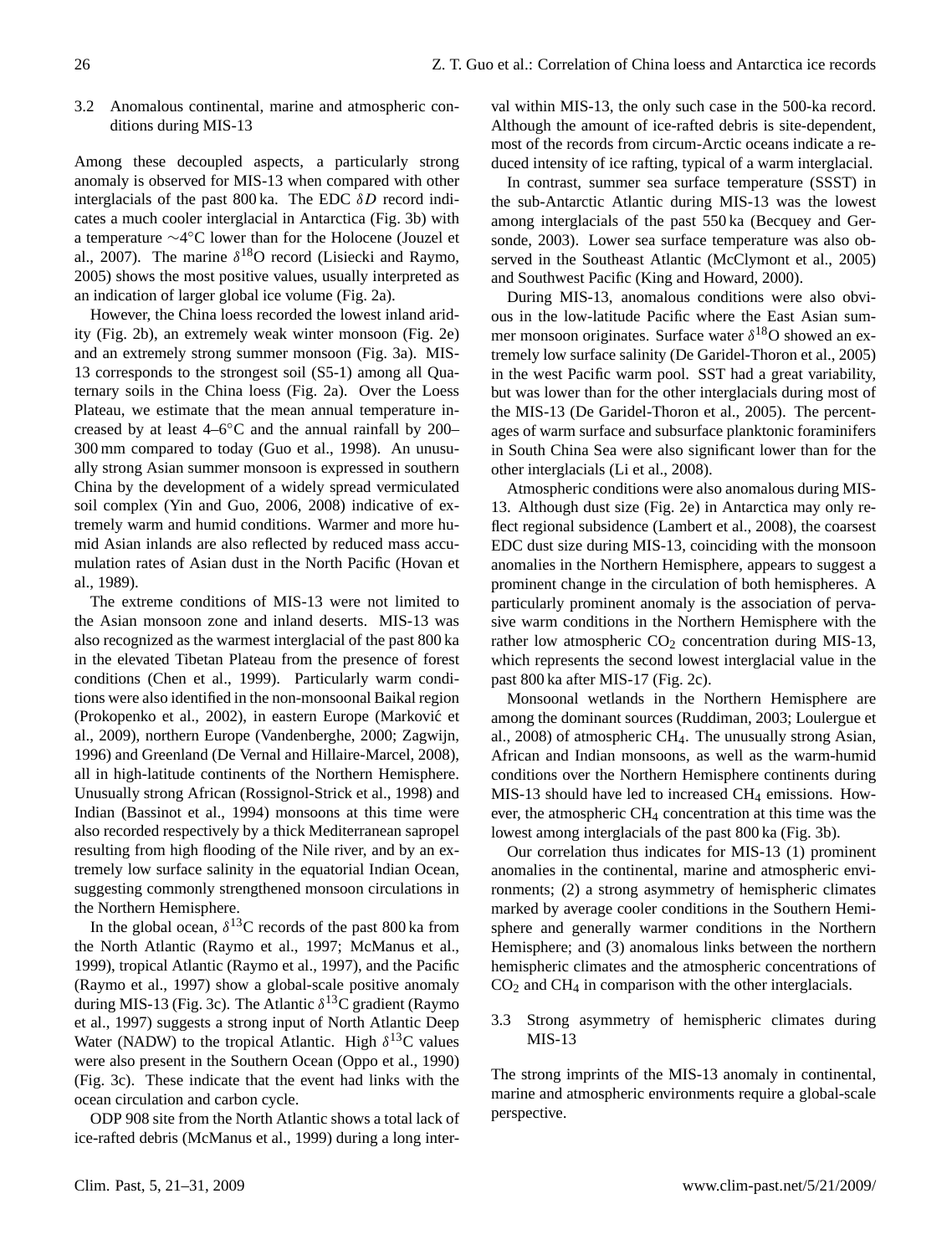### 3.2 Anomalous continental, marine and atmospheric conditions during MIS-13

Among these decoupled aspects, a particularly strong anomaly is observed for MIS-13 when compared with other interglacials of the past 800 ka. The EDC $\delta D$ record indicates a much cooler interglacial in Antarctica (Fig. 3b) with a temperature ∼4°C lower than for the Holocene (Jouzel et al., 2007). The marine $\delta^{18}$O record (Lisiecki and Raymo, 2005) shows the most positive values, usually interpreted as an indication of larger global ice volume (Fig. 2a).

However, the China loess recorded the lowest inland aridity (Fig. 2b), an extremely weak winter monsoon (Fig. 2e) and an extremely strong summer monsoon (Fig. 3a). MIS-13 corresponds to the strongest soil (S5-1) among all Quaternary soils in the China loess (Fig. 2a). Over the Loess Plateau, we estimate that the mean annual temperature increased by at least 4–6°C and the annual rainfall by 200–300 mm compared to today (Guo et al., 1998). An unusually strong Asian summer monsoon is expressed in southern China by the development of a widely spread vermiculated soil complex (Yin and Guo, 2006, 2008) indicative of extremely warm and humid conditions. Warmer and more humid Asian inlands are also reflected by reduced mass accumulation rates of Asian dust in the North Pacific (Hovan et al., 1989).

The extreme conditions of MIS-13 were not limited to the Asian monsoon zone and inland deserts. MIS-13 was also recognized as the warmest interglacial of the past 800 ka in the elevated Tibetan Plateau from the presence of forest conditions (Chen et al., 1999). Particularly warm conditions were also identified in the non-monsoonal Baikal region (Prokopenko et al., 2002), in eastern Europe (Marković et al., 2009), northern Europe (Vandenberghe, 2000; Zagwijn, 1996) and Greenland (De Vernal and Hillaire-Marcel, 2008), all in high-latitude continents of the Northern Hemisphere. Unusually strong African (Rossignol-Strick et al., 1998) and Indian (Bassinot et al., 1994) monsoons at this time were also recorded respectively by a thick Mediterranean sapropel resulting from high flooding of the Nile river, and by an extremely low surface salinity in the equatorial Indian Ocean, suggesting commonly strengthened monsoon circulations in the Northern Hemisphere.

In the global ocean, $\delta^{13}$C records of the past 800 ka from the North Atlantic (Raymo et al., 1997; McManus et al., 1999), tropical Atlantic (Raymo et al., 1997), and the Pacific (Raymo et al., 1997) show a global-scale positive anomaly during MIS-13 (Fig. 3c). The Atlantic $\delta^{13}$C gradient (Raymo et al., 1997) suggests a strong input of North Atlantic Deep Water (NADW) to the tropical Atlantic. High $\delta^{13}$C values were also present in the Southern Ocean (Oppo et al., 1990) (Fig. 3c). These indicate that the event had links with the ocean circulation and carbon cycle.

ODP 908 site from the North Atlantic shows a total lack of ice-rafted debris (McManus et al., 1999) during a long interval within MIS-13, the only such case in the 500-ka record. Although the amount of ice-rafted debris is site-dependent, most of the records from circum-Arctic oceans indicate a reduced intensity of ice rafting, typical of a warm interglacial.

In contrast, summer sea surface temperature (SSST) in the sub-Antarctic Atlantic during MIS-13 was the lowest among interglacials of the past 550 ka (Becquey and Gersonde, 2003). Lower sea surface temperature was also observed in the Southeast Atlantic (McClymont et al., 2005) and Southwest Pacific (King and Howard, 2000).

During MIS-13, anomalous conditions were also obvious in the low-latitude Pacific where the East Asian summer monsoon originates. Surface water $\delta^{18}$O showed an extremely low surface salinity (De Garidel-Thoron et al., 2005) in the west Pacific warm pool. SST had a great variability, but was lower than for the other interglacials during most of the MIS-13 (De Garidel-Thoron et al., 2005). The percentages of warm surface and subsurface planktonic foraminifers in South China Sea were also significant lower than for the other interglacials (Li et al., 2008).

Atmospheric conditions were also anomalous during MIS-13. Although dust size (Fig. 2e) in Antarctica may only reflect regional subsidence (Lambert et al., 2008), the coarsest EDC dust size during MIS-13, coinciding with the monsoon anomalies in the Northern Hemisphere, appears to suggest a prominent change in the circulation of both hemispheres. A particularly prominent anomaly is the association of pervasive warm conditions in the Northern Hemisphere with the rather low atmospheric $CO_2$ concentration during MIS-13, which represents the second lowest interglacial value in the past 800 ka after MIS-17 (Fig. 2c).

Monsoonal wetlands in the Northern Hemisphere are among the dominant sources (Ruddiman, 2003; Loulergue et al., 2008) of atmospheric $CH_4$. The unusually strong Asian, African and Indian monsoons, as well as the warm-humid conditions over the Northern Hemisphere continents during MIS-13 should have led to increased $CH_4$ emissions. However, the atmospheric $CH_4$ concentration at this time was the lowest among interglacials of the past 800 ka (Fig. 3b).

Our correlation thus indicates for MIS-13 (1) prominent anomalies in the continental, marine and atmospheric environments; (2) a strong asymmetry of hemispheric climates marked by average cooler conditions in the Southern Hemisphere and generally warmer conditions in the Northern Hemisphere; and (3) anomalous links between the northern hemispheric climates and the atmospheric concentrations of $CO_2$ and $CH_4$ in comparison with the other interglacials.

### 3.3 Strong asymmetry of hemispheric climates during MIS-13

The strong imprints of the MIS-13 anomaly in continental, marine and atmospheric environments require a global-scale perspective.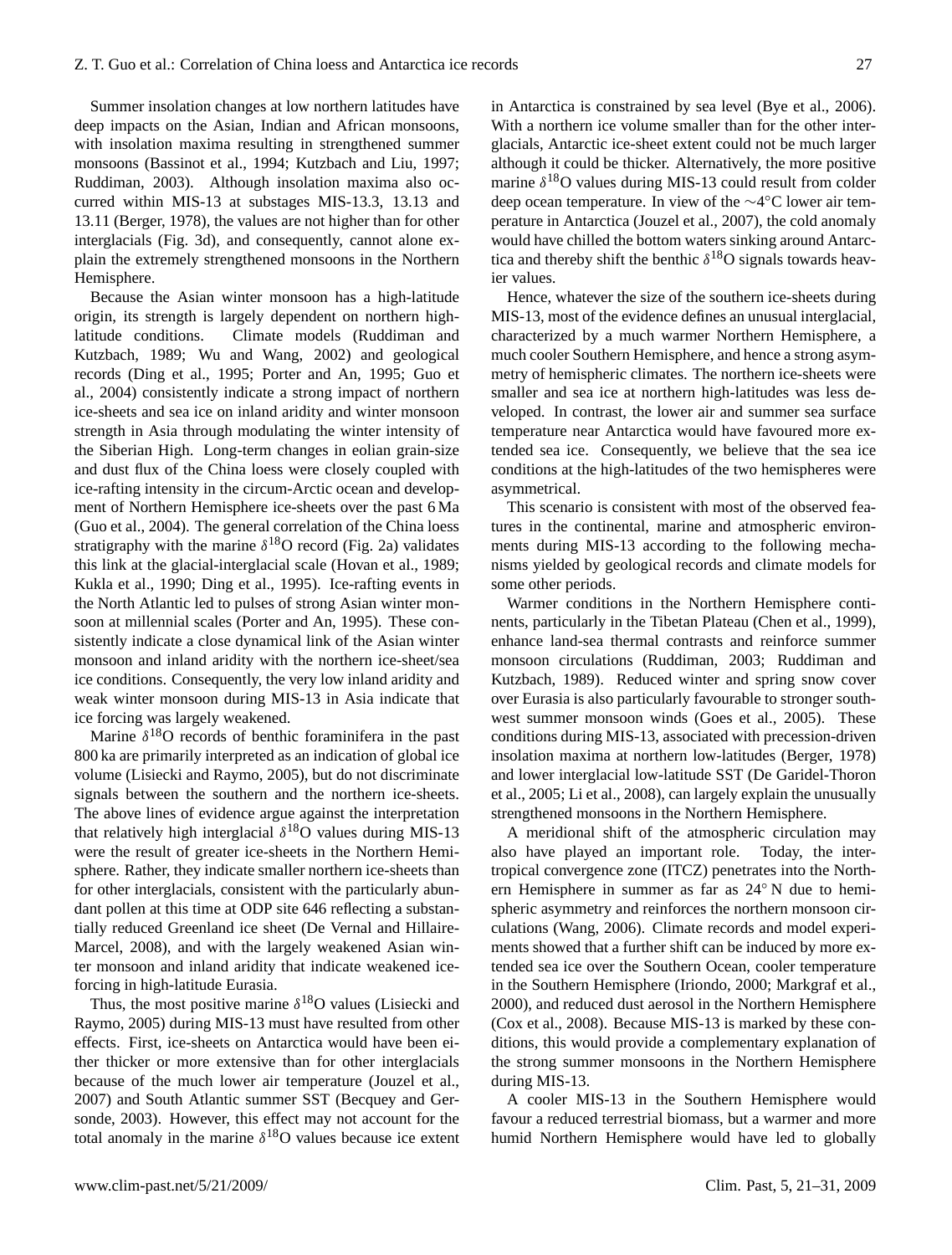Summer insolation changes at low northern latitudes have deep impacts on the Asian, Indian and African monsoons, with insolation maxima resulting in strengthened summer monsoons (Bassinot et al., 1994; Kutzbach and Liu, 1997; Ruddiman, 2003). Although insolation maxima also occurred within MIS-13 at substages MIS-13.3, 13.13 and 13.11 (Berger, 1978), the values are not higher than for other interglacials (Fig. 3d), and consequently, cannot alone explain the extremely strengthened monsoons in the Northern Hemisphere.

Because the Asian winter monsoon has a high-latitude origin, its strength is largely dependent on northern high-latitude conditions. Climate models (Ruddiman and Kutzbach, 1989; Wu and Wang, 2002) and geological records (Ding et al., 1995; Porter and An, 1995; Guo et al., 2004) consistently indicate a strong impact of northern ice-sheets and sea ice on inland aridity and winter monsoon strength in Asia through modulating the winter intensity of the Siberian High. Long-term changes in eolian grain-size and dust flux of the China loess were closely coupled with ice-rafting intensity in the circum-Arctic ocean and development of Northern Hemisphere ice-sheets over the past 6 Ma (Guo et al., 2004). The general correlation of the China loess stratigraphy with the marine $\delta^{18}$O record (Fig. 2a) validates this link at the glacial-interglacial scale (Hovan et al., 1989; Kukla et al., 1990; Ding et al., 1995). Ice-rafting events in the North Atlantic led to pulses of strong Asian winter monsoon at millennial scales (Porter and An, 1995). These consistently indicate a close dynamical link of the Asian winter monsoon and inland aridity with the northern ice-sheet/sea ice conditions. Consequently, the very low inland aridity and weak winter monsoon during MIS-13 in Asia indicate that ice forcing was largely weakened.

Marine $\delta^{18}$O records of benthic foraminifera in the past 800 ka are primarily interpreted as an indication of global ice volume (Lisiecki and Raymo, 2005), but do not discriminate signals between the southern and the northern ice-sheets. The above lines of evidence argue against the interpretation that relatively high interglacial $\delta^{18}$O values during MIS-13 were the result of greater ice-sheets in the Northern Hemisphere. Rather, they indicate smaller northern ice-sheets than for other interglacials, consistent with the particularly abundant pollen at this time at ODP site 646 reflecting a substantially reduced Greenland ice sheet (De Vernal and Hillaire-Marcel, 2008), and with the largely weakened Asian winter monsoon and inland aridity that indicate weakened ice-forcing in high-latitude Eurasia.

Thus, the most positive marine $\delta^{18}$O values (Lisiecki and Raymo, 2005) during MIS-13 must have resulted from other effects. First, ice-sheets on Antarctica would have been either thicker or more extensive than for other interglacials because of the much lower air temperature (Jouzel et al., 2007) and South Atlantic summer SST (Becquey and Gersonde, 2003). However, this effect may not account for the total anomaly in the marine $\delta^{18}$O values because ice extent in Antarctica is constrained by sea level (Bye et al., 2006). With a northern ice volume smaller than for the other interglacials, Antarctic ice-sheet extent could not be much larger although it could be thicker. Alternatively, the more positive marine $\delta^{18}$O values during MIS-13 could result from colder deep ocean temperature. In view of the $\sim$4°C lower air temperature in Antarctica (Jouzel et al., 2007), the cold anomaly would have chilled the bottom waters sinking around Antarctica and thereby shift the benthic $\delta^{18}$O signals towards heavier values.

Hence, whatever the size of the southern ice-sheets during MIS-13, most of the evidence defines an unusual interglacial, characterized by a much warmer Northern Hemisphere, a much cooler Southern Hemisphere, and hence a strong asymmetry of hemispheric climates. The northern ice-sheets were smaller and sea ice at northern high-latitudes was less developed. In contrast, the lower air and summer sea surface temperature near Antarctica would have favoured more extended sea ice. Consequently, we believe that the sea ice conditions at the high-latitudes of the two hemispheres were asymmetrical.

This scenario is consistent with most of the observed features in the continental, marine and atmospheric environments during MIS-13 according to the following mechanisms yielded by geological records and climate models for some other periods.

Warmer conditions in the Northern Hemisphere continents, particularly in the Tibetan Plateau (Chen et al., 1999), enhance land-sea thermal contrasts and reinforce summer monsoon circulations (Ruddiman, 2003; Ruddiman and Kutzbach, 1989). Reduced winter and spring snow cover over Eurasia is also particularly favourable to stronger southwest summer monsoon winds (Goes et al., 2005). These conditions during MIS-13, associated with precession-driven insolation maxima at northern low-latitudes (Berger, 1978) and lower interglacial low-latitude SST (De Garidel-Thoron et al., 2005; Li et al., 2008), can largely explain the unusually strengthened monsoons in the Northern Hemisphere.

A meridional shift of the atmospheric circulation may also have played an important role. Today, the intertropical convergence zone (ITCZ) penetrates into the Northern Hemisphere in summer as far as 24° N due to hemispheric asymmetry and reinforces the northern monsoon circulations (Wang, 2006). Climate records and model experiments showed that a further shift can be induced by more extended sea ice over the Southern Ocean, cooler temperature in the Southern Hemisphere (Iriondo, 2000; Markgraf et al., 2000), and reduced dust aerosol in the Northern Hemisphere (Cox et al., 2008). Because MIS-13 is marked by these conditions, this would provide a complementary explanation of the strong summer monsoons in the Northern Hemisphere during MIS-13.

A cooler MIS-13 in the Southern Hemisphere would favour a reduced terrestrial biomass, but a warmer and more humid Northern Hemisphere would have led to globally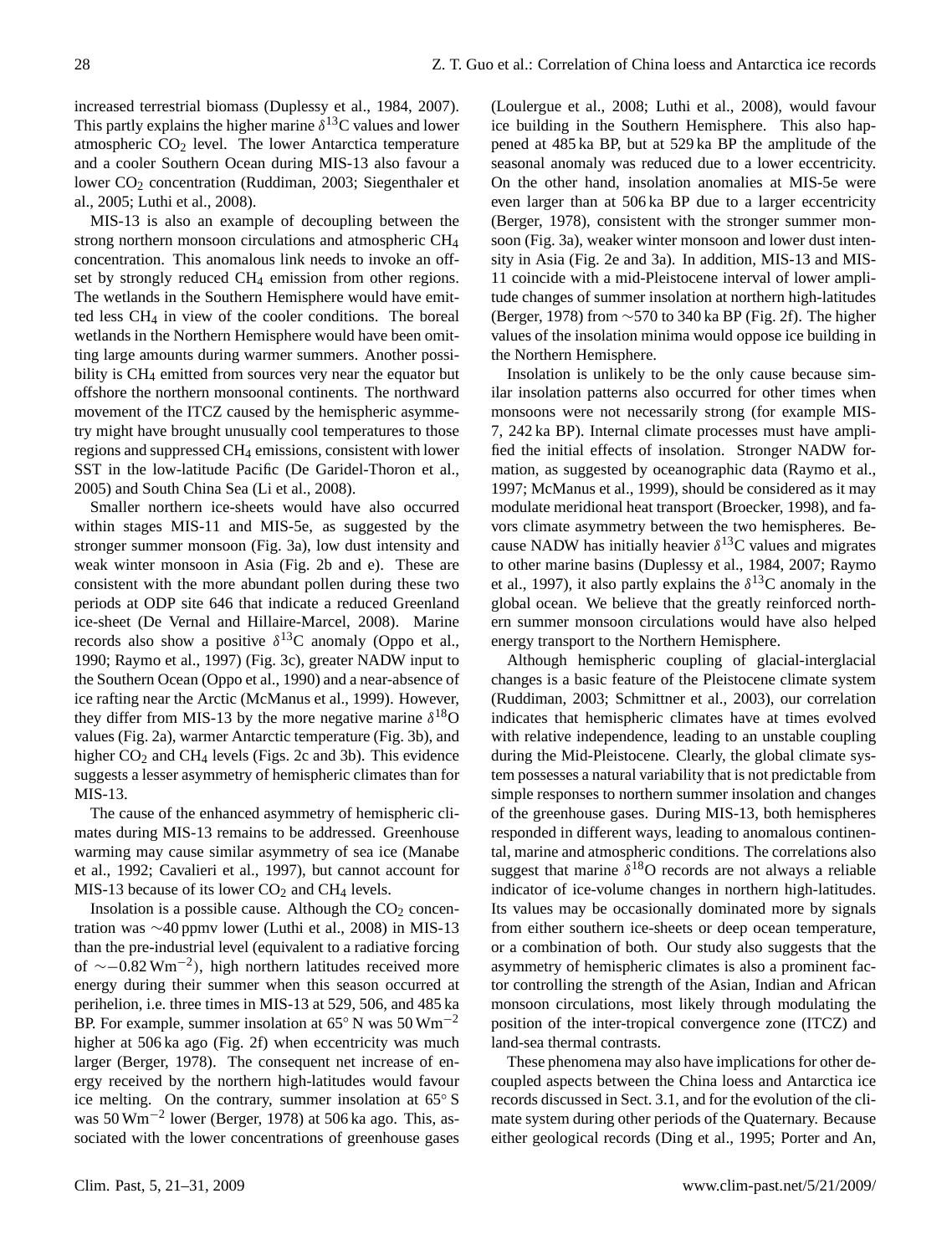increased terrestrial biomass (Duplessy et al., 1984, 2007). This partly explains the higher marine $\delta^{13}C$ values and lower atmospheric $CO_2$ level. The lower Antarctica temperature and a cooler Southern Ocean during MIS-13 also favour a lower $CO_2$ concentration (Ruddiman, 2003; Siegenthaler et al., 2005; Luthi et al., 2008).

MIS-13 is also an example of decoupling between the strong northern monsoon circulations and atmospheric $CH_4$ concentration. This anomalous link needs to invoke an offset by strongly reduced $CH_4$ emission from other regions. The wetlands in the Southern Hemisphere would have emitted less $CH_4$ in view of the cooler conditions. The boreal wetlands in the Northern Hemisphere would have been omitting large amounts during warmer summers. Another possibility is $CH_4$ emitted from sources very near the equator but offshore the northern monsoonal continents. The northward movement of the ITCZ caused by the hemispheric asymmetry might have brought unusually cool temperatures to those regions and suppressed $CH_4$ emissions, consistent with lower SST in the low-latitude Pacific (De Garidel-Thoron et al., 2005) and South China Sea (Li et al., 2008).

Smaller northern ice-sheets would have also occurred within stages MIS-11 and MIS-5e, as suggested by the stronger summer monsoon (Fig. 3a), low dust intensity and weak winter monsoon in Asia (Fig. 2b and e). These are consistent with the more abundant pollen during these two periods at ODP site 646 that indicate a reduced Greenland ice-sheet (De Vernal and Hillaire-Marcel, 2008). Marine records also show a positive $\delta^{13}C$ anomaly (Oppo et al., 1990; Raymo et al., 1997) (Fig. 3c), greater NADW input to the Southern Ocean (Oppo et al., 1990) and a near-absence of ice rafting near the Arctic (McManus et al., 1999). However, they differ from MIS-13 by the more negative marine $\delta^{18}O$ values (Fig. 2a), warmer Antarctic temperature (Fig. 3b), and higher $CO_2$ and $CH_4$ levels (Figs. 2c and 3b). This evidence suggests a lesser asymmetry of hemispheric climates than for MIS-13.

The cause of the enhanced asymmetry of hemispheric climates during MIS-13 remains to be addressed. Greenhouse warming may cause similar asymmetry of sea ice (Manabe et al., 1992; Cavalieri et al., 1997), but cannot account for MIS-13 because of its lower $CO_2$ and $CH_4$ levels.

Insolation is a possible cause. Although the $CO_2$ concentration was ~40 ppmv lower (Luthi et al., 2008) in MIS-13 than the pre-industrial level (equivalent to a radiative forcing of ~−0.82 $Wm^{-2}$), high northern latitudes received more energy during their summer when this season occurred at perihelion, i.e. three times in MIS-13 at 529, 506, and 485 ka BP. For example, summer insolation at 65° N was 50 $Wm^{-2}$ higher at 506 ka ago (Fig. 2f) when eccentricity was much larger (Berger, 1978). The consequent net increase of energy received by the northern high-latitudes would favour ice melting. On the contrary, summer insolation at 65° S was 50 $Wm^{-2}$ lower (Berger, 1978) at 506 ka ago. This, associated with the lower concentrations of greenhouse gases (Loulergue et al., 2008; Luthi et al., 2008), would favour ice building in the Southern Hemisphere. This also happened at 485 ka BP, but at 529 ka BP the amplitude of the seasonal anomaly was reduced due to a lower eccentricity. On the other hand, insolation anomalies at MIS-5e were even larger than at 506 ka BP due to a larger eccentricity (Berger, 1978), consistent with the stronger summer monsoon (Fig. 3a), weaker winter monsoon and lower dust intensity in Asia (Fig. 2e and 3a). In addition, MIS-13 and MIS-11 coincide with a mid-Pleistocene interval of lower amplitude changes of summer insolation at northern high-latitudes (Berger, 1978) from ~570 to 340 ka BP (Fig. 2f). The higher values of the insolation minima would oppose ice building in the Northern Hemisphere.

Insolation is unlikely to be the only cause because similar insolation patterns also occurred for other times when monsoons were not necessarily strong (for example MIS-7, 242 ka BP). Internal climate processes must have amplified the initial effects of insolation. Stronger NADW formation, as suggested by oceanographic data (Raymo et al., 1997; McManus et al., 1999), should be considered as it may modulate meridional heat transport (Broecker, 1998), and favors climate asymmetry between the two hemispheres. Because NADW has initially heavier $\delta^{13}C$ values and migrates to other marine basins (Duplessy et al., 1984, 2007; Raymo et al., 1997), it also partly explains the $\delta^{13}C$ anomaly in the global ocean. We believe that the greatly reinforced northern summer monsoon circulations would have also helped energy transport to the Northern Hemisphere.

Although hemispheric coupling of glacial-interglacial changes is a basic feature of the Pleistocene climate system (Ruddiman, 2003; Schmittner et al., 2003), our correlation indicates that hemispheric climates have at times evolved with relative independence, leading to an unstable coupling during the Mid-Pleistocene. Clearly, the global climate system possesses a natural variability that is not predictable from simple responses to northern summer insolation and changes of the greenhouse gases. During MIS-13, both hemispheres responded in different ways, leading to anomalous continental, marine and atmospheric conditions. The correlations also suggest that marine $\delta^{18}O$ records are not always a reliable indicator of ice-volume changes in northern high-latitudes. Its values may be occasionally dominated more by signals from either southern ice-sheets or deep ocean temperature, or a combination of both. Our study also suggests that the asymmetry of hemispheric climates is also a prominent factor controlling the strength of the Asian, Indian and African monsoon circulations, most likely through modulating the position of the inter-tropical convergence zone (ITCZ) and land-sea thermal contrasts.

These phenomena may also have implications for other decoupled aspects between the China loess and Antarctica ice records discussed in Sect. 3.1, and for the evolution of the climate system during other periods of the Quaternary. Because either geological records (Ding et al., 1995; Porter and An,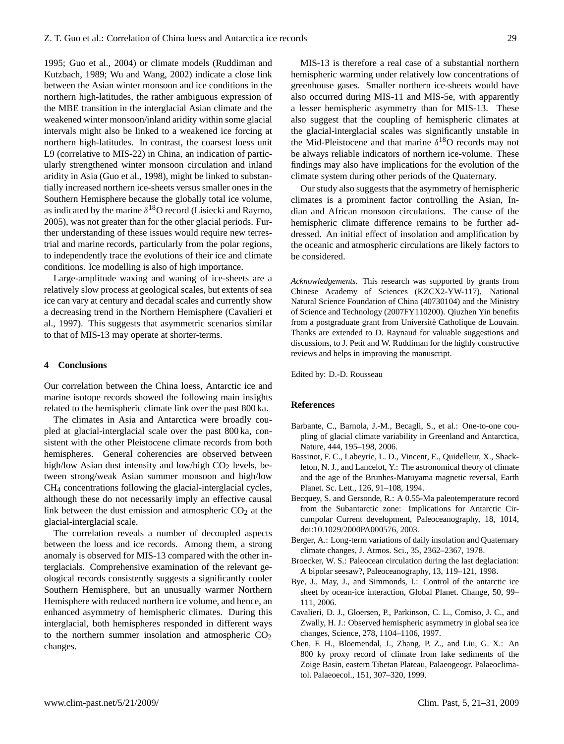1995; Guo et al., 2004) or climate models (Ruddiman and Kutzbach, 1989; Wu and Wang, 2002) indicate a close link between the Asian winter monsoon and ice conditions in the northern high-latitudes, the rather ambiguous expression of the MBE transition in the interglacial Asian climate and the weakened winter monsoon/inland aridity within some glacial intervals might also be linked to a weakened ice forcing at northern high-latitudes. In contrast, the coarsest loess unit L9 (correlative to MIS-22) in China, an indication of particularly strengthened winter monsoon circulation and inland aridity in Asia (Guo et al., 1998), might be linked to substantially increased northern ice-sheets versus smaller ones in the Southern Hemisphere because the globally total ice volume, as indicated by the marine $\delta^{18}$O record (Lisiecki and Raymo, 2005), was not greater than for the other glacial periods. Further understanding of these issues would require new terrestrial and marine records, particularly from the polar regions, to independently trace the evolutions of their ice and climate conditions. Ice modelling is also of high importance.

Large-amplitude waxing and waning of ice-sheets are a relatively slow process at geological scales, but extents of sea ice can vary at century and decadal scales and currently show a decreasing trend in the Northern Hemisphere (Cavalieri et al., 1997). This suggests that asymmetric scenarios similar to that of MIS-13 may operate at shorter-terms.

## 4 Conclusions

Our correlation between the China loess, Antarctic ice and marine isotope records showed the following main insights related to the hemispheric climate link over the past 800 ka.

The climates in Asia and Antarctica were broadly coupled at glacial-interglacial scale over the past 800 ka, consistent with the other Pleistocene climate records from both hemispheres. General coherencies are observed between high/low Asian dust intensity and low/high $CO_2$ levels, between strong/weak Asian summer monsoon and high/low $CH_4$ concentrations following the glacial-interglacial cycles, although these do not necessarily imply an effective causal link between the dust emission and atmospheric $CO_2$ at the glacial-interglacial scale.

The correlation reveals a number of decoupled aspects between the loess and ice records. Among them, a strong anomaly is observed for MIS-13 compared with the other interglacials. Comprehensive examination of the relevant geological records consistently suggests a significantly cooler Southern Hemisphere, but an unusually warmer Northern Hemisphere with reduced northern ice volume, and hence, an enhanced asymmetry of hemispheric climates. During this interglacial, both hemispheres responded in different ways to the northern summer insolation and atmospheric $CO_2$ changes.

MIS-13 is therefore a real case of a substantial northern hemispheric warming under relatively low concentrations of greenhouse gases. Smaller northern ice-sheets would have also occurred during MIS-11 and MIS-5e, with apparently a lesser hemispheric asymmetry than for MIS-13. These also suggest that the coupling of hemispheric climates at the glacial-interglacial scales was significantly unstable in the Mid-Pleistocene and that marine $\delta^{18}$O records may not be always reliable indicators of northern ice-volume. These findings may also have implications for the evolution of the climate system during other periods of the Quaternary.

Our study also suggests that the asymmetry of hemispheric climates is a prominent factor controlling the Asian, Indian and African monsoon circulations. The cause of the hemispheric climate difference remains to be further addressed. An initial effect of insolation and amplification by the oceanic and atmospheric circulations are likely factors to be considered.

*Acknowledgements.* This research was supported by grants from Chinese Academy of Sciences (KZCX2-YW-117), National Natural Science Foundation of China (40730104) and the Ministry of Science and Technology (2007FY110200). Qiuzhen Yin benefits from a postgraduate grant from Université Catholique de Louvain. Thanks are extended to D. Raynaud for valuable suggestions and discussions, to J. Petit and W. Ruddiman for the highly constructive reviews and helps in improving the manuscript.

Edited by: D.-D. Rousseau

## References

Barbante, C., Barnola, J.-M., Becagli, S., et al.: One-to-one coupling of glacial climate variability in Greenland and Antarctica, Nature, 444, 195–198, 2006.

Bassinot, F. C., Labeyrie, L. D., Vincent, E., Quidelleur, X., Shackleton, N. J., and Lancelot, Y.: The astronomical theory of climate and the age of the Brunhes-Matuyama magnetic reversal, Earth Planet. Sc. Lett., 126, 91–108, 1994.

Becquey, S. and Gersonde, R.: A 0.55-Ma paleotemperature record from the Subantarctic zone: Implications for Antarctic Circumpolar Current development, Paleoceanography, 18, 1014, doi:10.1029/2000PA000576, 2003.

Berger, A.: Long-term variations of daily insolation and Quaternary climate changes, J. Atmos. Sci., 35, 2362–2367, 1978.

Broecker, W. S.: Paleocean circulation during the last deglaciation: A bipolar seesaw?, Paleoceanography, 13, 119–121, 1998.

Bye, J., May, J., and Simmonds, I.: Control of the antarctic ice sheet by ocean-ice interaction, Global Planet. Change, 50, 99–111, 2006.

Cavalieri, D. J., Gloersen, P., Parkinson, C. L., Comiso, J. C., and Zwally, H. J.: Observed hemispheric asymmetry in global sea ice changes, Science, 278, 1104–1106, 1997.

Chen, F. H., Bloemendal, J., Zhang, P. Z., and Liu, G. X.: An 800 ky proxy record of climate from lake sediments of the Zoige Basin, eastern Tibetan Plateau, Palaeogeogr. Palaeoclimatol. Palaeoecol., 151, 307–320, 1999.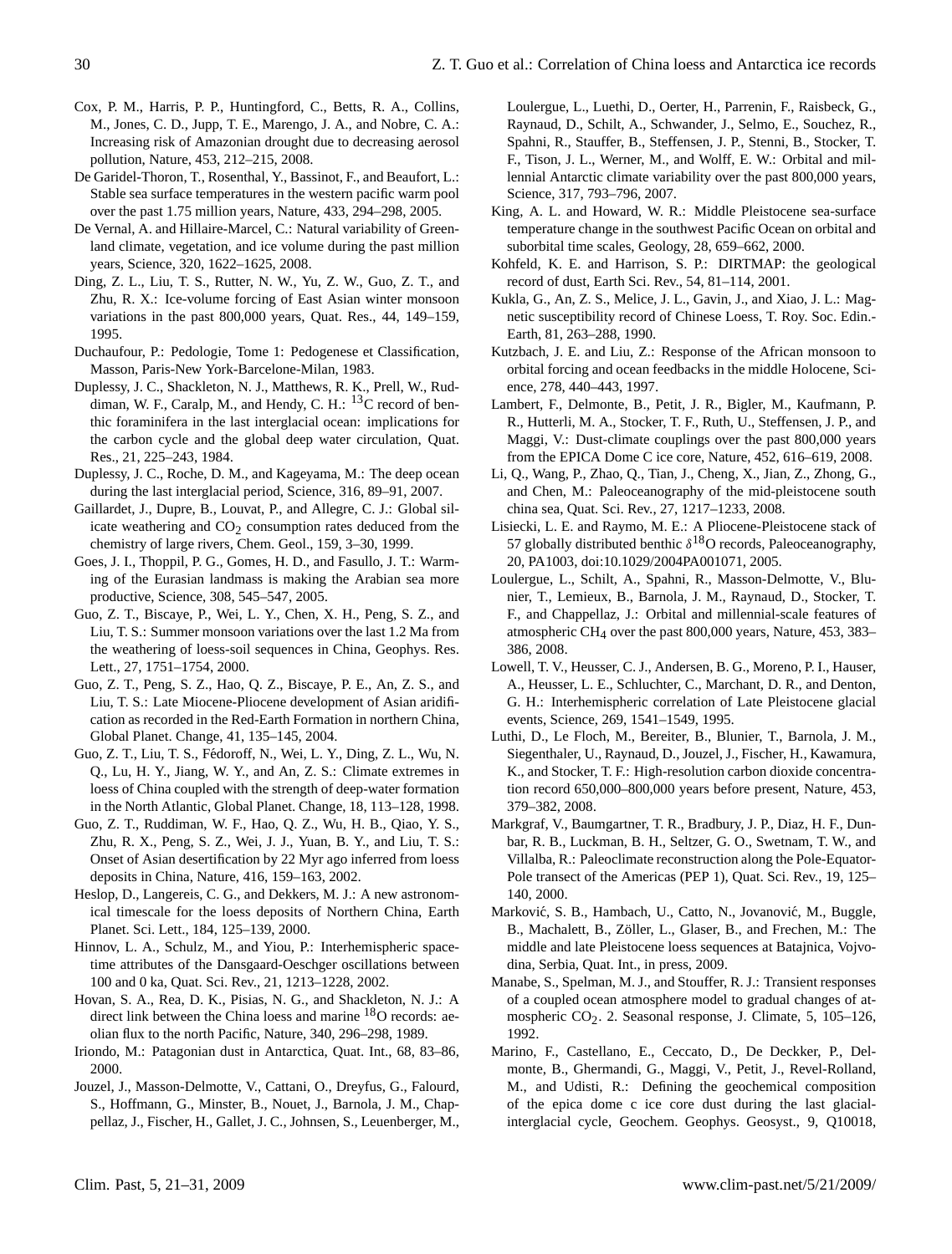Cox, P. M., Harris, P. P., Huntingford, C., Betts, R. A., Collins, M., Jones, C. D., Jupp, T. E., Marengo, J. A., and Nobre, C. A.: Increasing risk of Amazonian drought due to decreasing aerosol pollution, Nature, 453, 212–215, 2008.

De Garidel-Thoron, T., Rosenthal, Y., Bassinot, F., and Beaufort, L.: Stable sea surface temperatures in the western pacific warm pool over the past 1.75 million years, Nature, 433, 294–298, 2005.

De Vernal, A. and Hillaire-Marcel, C.: Natural variability of Greenland climate, vegetation, and ice volume during the past million years, Science, 320, 1622–1625, 2008.

Ding, Z. L., Liu, T. S., Rutter, N. W., Yu, Z. W., Guo, Z. T., and Zhu, R. X.: Ice-volume forcing of East Asian winter monsoon variations in the past 800,000 years, Quat. Res., 44, 149–159, 1995.

Duchaufour, P.: Pedologie, Tome 1: Pedogenese et Classification, Masson, Paris-New York-Barcelone-Milan, 1983.

Duplessy, J. C., Shackleton, N. J., Matthews, R. K., Prell, W., Ruddiman, W. F., Caralp, M., and Hendy, C. H.: $^{13}$C record of benthic foraminifera in the last interglacial ocean: implications for the carbon cycle and the global deep water circulation, Quat. Res., 21, 225–243, 1984.

Duplessy, J. C., Roche, D. M., and Kageyama, M.: The deep ocean during the last interglacial period, Science, 316, 89–91, 2007.

Gaillardet, J., Dupre, B., Louvat, P., and Allegre, C. J.: Global silicate weathering and $CO_2$ consumption rates deduced from the chemistry of large rivers, Chem. Geol., 159, 3–30, 1999.

Goes, J. I., Thoppil, P. G., Gomes, H. D., and Fasullo, J. T.: Warming of the Eurasian landmass is making the Arabian sea more productive, Science, 308, 545–547, 2005.

Guo, Z. T., Biscaye, P., Wei, L. Y., Chen, X. H., Peng, S. Z., and Liu, T. S.: Summer monsoon variations over the last 1.2 Ma from the weathering of loess-soil sequences in China, Geophys. Res. Lett., 27, 1751–1754, 2000.

Guo, Z. T., Peng, S. Z., Hao, Q. Z., Biscaye, P. E., An, Z. S., and Liu, T. S.: Late Miocene-Pliocene development of Asian aridification as recorded in the Red-Earth Formation in northern China, Global Planet. Change, 41, 135–145, 2004.

Guo, Z. T., Liu, T. S., Fédoroff, N., Wei, L. Y., Ding, Z. L., Wu, N. Q., Lu, H. Y., Jiang, W. Y., and An, Z. S.: Climate extremes in loess of China coupled with the strength of deep-water formation in the North Atlantic, Global Planet. Change, 18, 113–128, 1998.

Guo, Z. T., Ruddiman, W. F., Hao, Q. Z., Wu, H. B., Qiao, Y. S., Zhu, R. X., Peng, S. Z., Wei, J. J., Yuan, B. Y., and Liu, T. S.: Onset of Asian desertification by 22 Myr ago inferred from loess deposits in China, Nature, 416, 159–163, 2002.

Heslop, D., Langereis, C. G., and Dekkers, M. J.: A new astronomical timescale for the loess deposits of Northern China, Earth Planet. Sci. Lett., 184, 125–139, 2000.

Hinnov, L. A., Schulz, M., and Yiou, P.: Interhemispheric space-time attributes of the Dansgaard-Oeschger oscillations between 100 and 0 ka, Quat. Sci. Rev., 21, 1213–1228, 2002.

Hovan, S. A., Rea, D. K., Pisias, N. G., and Shackleton, N. J.: A direct link between the China loess and marine $^{18}$O records: aeolian flux to the north Pacific, Nature, 340, 296–298, 1989.

Iriondo, M.: Patagonian dust in Antarctica, Quat. Int., 68, 83–86, 2000.

Jouzel, J., Masson-Delmotte, V., Cattani, O., Dreyfus, G., Falourd, S., Hoffmann, G., Minster, B., Nouet, J., Barnola, J. M., Chappellaz, J., Fischer, H., Gallet, J. C., Johnsen, S., Leuenberger, M., Loulergue, L., Luethi, D., Oerter, H., Parrenin, F., Raisbeck, G., Raynaud, D., Schilt, A., Schwander, J., Selmo, E., Souchez, R., Spahni, R., Stauffer, B., Steffensen, J. P., Stenni, B., Stocker, T. F., Tison, J. L., Werner, M., and Wolff, E. W.: Orbital and millennial Antarctic climate variability over the past 800,000 years, Science, 317, 793–796, 2007.

King, A. L. and Howard, W. R.: Middle Pleistocene sea-surface temperature change in the southwest Pacific Ocean on orbital and suborbital time scales, Geology, 28, 659–662, 2000.

Kohfeld, K. E. and Harrison, S. P.: DIRTMAP: the geological record of dust, Earth Sci. Rev., 54, 81–114, 2001.

Kukla, G., An, Z. S., Melice, J. L., Gavin, J., and Xiao, J. L.: Magnetic susceptibility record of Chinese Loess, T. Roy. Soc. Edin.-Earth, 81, 263–288, 1990.

Kutzbach, J. E. and Liu, Z.: Response of the African monsoon to orbital forcing and ocean feedbacks in the middle Holocene, Science, 278, 440–443, 1997.

Lambert, F., Delmonte, B., Petit, J. R., Bigler, M., Kaufmann, P. R., Hutterli, M. A., Stocker, T. F., Ruth, U., Steffensen, J. P., and Maggi, V.: Dust-climate couplings over the past 800,000 years from the EPICA Dome C ice core, Nature, 452, 616–619, 2008.

Li, Q., Wang, P., Zhao, Q., Tian, J., Cheng, X., Jian, Z., Zhong, G., and Chen, M.: Paleoceanography of the mid-pleistocene south china sea, Quat. Sci. Rev., 27, 1217–1233, 2008.

Lisiecki, L. E. and Raymo, M. E.: A Pliocene-Pleistocene stack of 57 globally distributed benthic $\delta^{18}$O records, Paleoceanography, 20, PA1003, doi:10.1029/2004PA001071, 2005.

Loulergue, L., Schilt, A., Spahni, R., Masson-Delmotte, V., Blunier, T., Lemieux, B., Barnola, J. M., Raynaud, D., Stocker, T. F., and Chappellaz, J.: Orbital and millennial-scale features of atmospheric $CH_4$ over the past 800,000 years, Nature, 453, 383–386, 2008.

Lowell, T. V., Heusser, C. J., Andersen, B. G., Moreno, P. I., Hauser, A., Heusser, L. E., Schluchter, C., Marchant, D. R., and Denton, G. H.: Interhemispheric correlation of Late Pleistocene glacial events, Science, 269, 1541–1549, 1995.

Luthi, D., Le Floch, M., Bereiter, B., Blunier, T., Barnola, J. M., Siegenthaler, U., Raynaud, D., Jouzel, J., Fischer, H., Kawamura, K., and Stocker, T. F.: High-resolution carbon dioxide concentration record 650,000–800,000 years before present, Nature, 453, 379–382, 2008.

Markgraf, V., Baumgartner, T. R., Bradbury, J. P., Diaz, H. F., Dunbar, R. B., Luckman, B. H., Seltzer, G. O., Swetnam, T. W., and Villalba, R.: Paleoclimate reconstruction along the Pole-Equator-Pole transect of the Americas (PEP 1), Quat. Sci. Rev., 19, 125–140, 2000.

Marković, S. B., Hambach, U., Catto, N., Jovanović, M., Buggle, B., Machalett, B., Zöller, L., Glaser, B., and Frechen, M.: The middle and late Pleistocene loess sequences at Batajnica, Vojvodina, Serbia, Quat. Int., in press, 2009.

Manabe, S., Spelman, M. J., and Stouffer, R. J.: Transient responses of a coupled ocean atmosphere model to gradual changes of atmospheric $CO_2$. 2. Seasonal response, J. Climate, 5, 105–126, 1992.

Marino, F., Castellano, E., Ceccato, D., De Deckker, P., Delmonte, B., Ghermandi, G., Maggi, V., Petit, J., Revel-Rolland, M., and Udisti, R.: Defining the geochemical composition of the epica dome c ice core dust during the last glacial-interglacial cycle, Geochem. Geophys. Geosyst., 9, Q10018,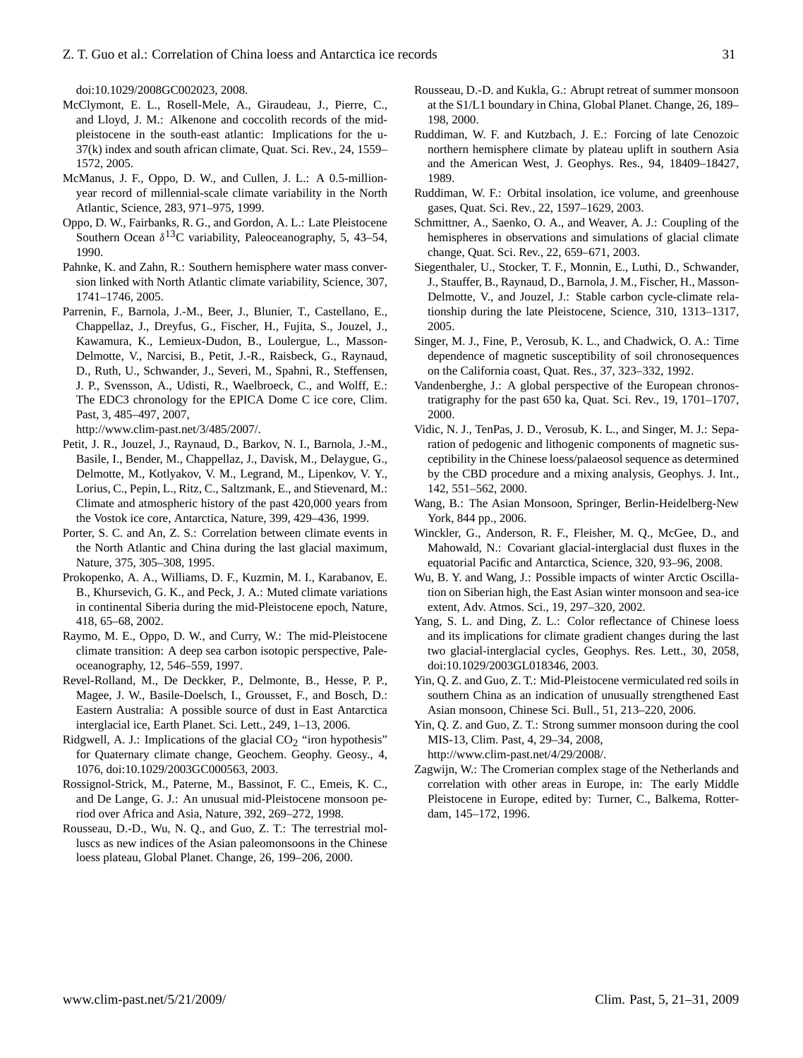doi:10.1029/2008GC002023, 2008.

McClymont, E. L., Rosell-Mele, A., Giraudeau, J., Pierre, C., and Lloyd, J. M.: Alkenone and coccolith records of the mid-pleistocene in the south-east atlantic: Implications for the u-37(k) index and south african climate, Quat. Sci. Rev., 24, 1559–1572, 2005.

McManus, J. F., Oppo, D. W., and Cullen, J. L.: A 0.5-million-year record of millennial-scale climate variability in the North Atlantic, Science, 283, 971–975, 1999.

Oppo, D. W., Fairbanks, R. G., and Gordon, A. L.: Late Pleistocene Southern Ocean $\delta^{13}$C variability, Paleoceanography, 5, 43–54, 1990.

Pahnke, K. and Zahn, R.: Southern hemisphere water mass conversion linked with North Atlantic climate variability, Science, 307, 1741–1746, 2005.

Parrenin, F., Barnola, J.-M., Beer, J., Blunier, T., Castellano, E., Chappellaz, J., Dreyfus, G., Fischer, H., Fujita, S., Jouzel, J., Kawamura, K., Lemieux-Dudon, B., Loulergue, L., Masson-Delmotte, V., Narcisi, B., Petit, J.-R., Raisbeck, G., Raynaud, D., Ruth, U., Schwander, J., Severi, M., Spahni, R., Steffensen, J. P., Svensson, A., Udisti, R., Waelbroeck, C., and Wolff, E.: The EDC3 chronology for the EPICA Dome C ice core, Clim. Past, 3, 485–497, 2007, http://www.clim-past.net/3/485/2007/.

Petit, J. R., Jouzel, J., Raynaud, D., Barkov, N. I., Barnola, J.-M., Basile, I., Bender, M., Chappellaz, J., Davisk, M., Delaygue, G., Delmotte, M., Kotlyakov, V. M., Legrand, M., Lipenkov, V. Y., Lorius, C., Pepin, L., Ritz, C., Saltzmank, E., and Stievenard, M.: Climate and atmospheric history of the past 420,000 years from the Vostok ice core, Antarctica, Nature, 399, 429–436, 1999.

Porter, S. C. and An, Z. S.: Correlation between climate events in the North Atlantic and China during the last glacial maximum, Nature, 375, 305–308, 1995.

Prokopenko, A. A., Williams, D. F., Kuzmin, M. I., Karabanov, E. B., Khursevich, G. K., and Peck, J. A.: Muted climate variations in continental Siberia during the mid-Pleistocene epoch, Nature, 418, 65–68, 2002.

Raymo, M. E., Oppo, D. W., and Curry, W.: The mid-Pleistocene climate transition: A deep sea carbon isotopic perspective, Paleoceanography, 12, 546–559, 1997.

Revel-Rolland, M., De Deckker, P., Delmonte, B., Hesse, P. P., Magee, J. W., Basile-Doelsch, I., Grousset, F., and Bosch, D.: Eastern Australia: A possible source of dust in East Antarctica interglacial ice, Earth Planet. Sci. Lett., 249, 1–13, 2006.

Ridgwell, A. J.: Implications of the glacial $CO_2$ "iron hypothesis" for Quaternary climate change, Geochem. Geophy. Geosy., 4, 1076, doi:10.1029/2003GC000563, 2003.

Rossignol-Strick, M., Paterne, M., Bassinot, F. C., Emeis, K. C., and De Lange, G. J.: An unusual mid-Pleistocene monsoon period over Africa and Asia, Nature, 392, 269–272, 1998.

Rousseau, D.-D., Wu, N. Q., and Guo, Z. T.: The terrestrial molluscs as new indices of the Asian paleomonsoons in the Chinese loess plateau, Global Planet. Change, 26, 199–206, 2000.

Rousseau, D.-D. and Kukla, G.: Abrupt retreat of summer monsoon at the S1/L1 boundary in China, Global Planet. Change, 26, 189–198, 2000.

Ruddiman, W. F. and Kutzbach, J. E.: Forcing of late Cenozoic northern hemisphere climate by plateau uplift in southern Asia and the American West, J. Geophys. Res., 94, 18409–18427, 1989.

Ruddiman, W. F.: Orbital insolation, ice volume, and greenhouse gases, Quat. Sci. Rev., 22, 1597–1629, 2003.

Schmittner, A., Saenko, O. A., and Weaver, A. J.: Coupling of the hemispheres in observations and simulations of glacial climate change, Quat. Sci. Rev., 22, 659–671, 2003.

Siegenthaler, U., Stocker, T. F., Monnin, E., Luthi, D., Schwander, J., Stauffer, B., Raynaud, D., Barnola, J. M., Fischer, H., Masson-Delmotte, V., and Jouzel, J.: Stable carbon cycle-climate relationship during the late Pleistocene, Science, 310, 1313–1317, 2005.

Singer, M. J., Fine, P., Verosub, K. L., and Chadwick, O. A.: Time dependence of magnetic susceptibility of soil chronosequences on the California coast, Quat. Res., 37, 323–332, 1992.

Vandenberghe, J.: A global perspective of the European chronostratigraphy for the past 650 ka, Quat. Sci. Rev., 19, 1701–1707, 2000.

Vidic, N. J., TenPas, J. D., Verosub, K. L., and Singer, M. J.: Separation of pedogenic and lithogenic components of magnetic susceptibility in the Chinese loess/palaeosol sequence as determined by the CBD procedure and a mixing analysis, Geophys. J. Int., 142, 551–562, 2000.

Wang, B.: The Asian Monsoon, Springer, Berlin-Heidelberg-New York, 844 pp., 2006.

Winckler, G., Anderson, R. F., Fleisher, M. Q., McGee, D., and Mahowald, N.: Covariant glacial-interglacial dust fluxes in the equatorial Pacific and Antarctica, Science, 320, 93–96, 2008.

Wu, B. Y. and Wang, J.: Possible impacts of winter Arctic Oscillation on Siberian high, the East Asian winter monsoon and sea-ice extent, Adv. Atmos. Sci., 19, 297–320, 2002.

Yang, S. L. and Ding, Z. L.: Color reflectance of Chinese loess and its implications for climate gradient changes during the last two glacial-interglacial cycles, Geophys. Res. Lett., 30, 2058, doi:10.1029/2003GL018346, 2003.

Yin, Q. Z. and Guo, Z. T.: Mid-Pleistocene vermiculated red soils in southern China as an indication of unusually strengthened East Asian monsoon, Chinese Sci. Bull., 51, 213–220, 2006.

Yin, Q. Z. and Guo, Z. T.: Strong summer monsoon during the cool MIS-13, Clim. Past, 4, 29–34, 2008, http://www.clim-past.net/4/29/2008/.

Zagwijn, W.: The Cromerian complex stage of the Netherlands and correlation with other areas in Europe, in: The early Middle Pleistocene in Europe, edited by: Turner, C., Balkema, Rotterdam, 145–172, 1996.